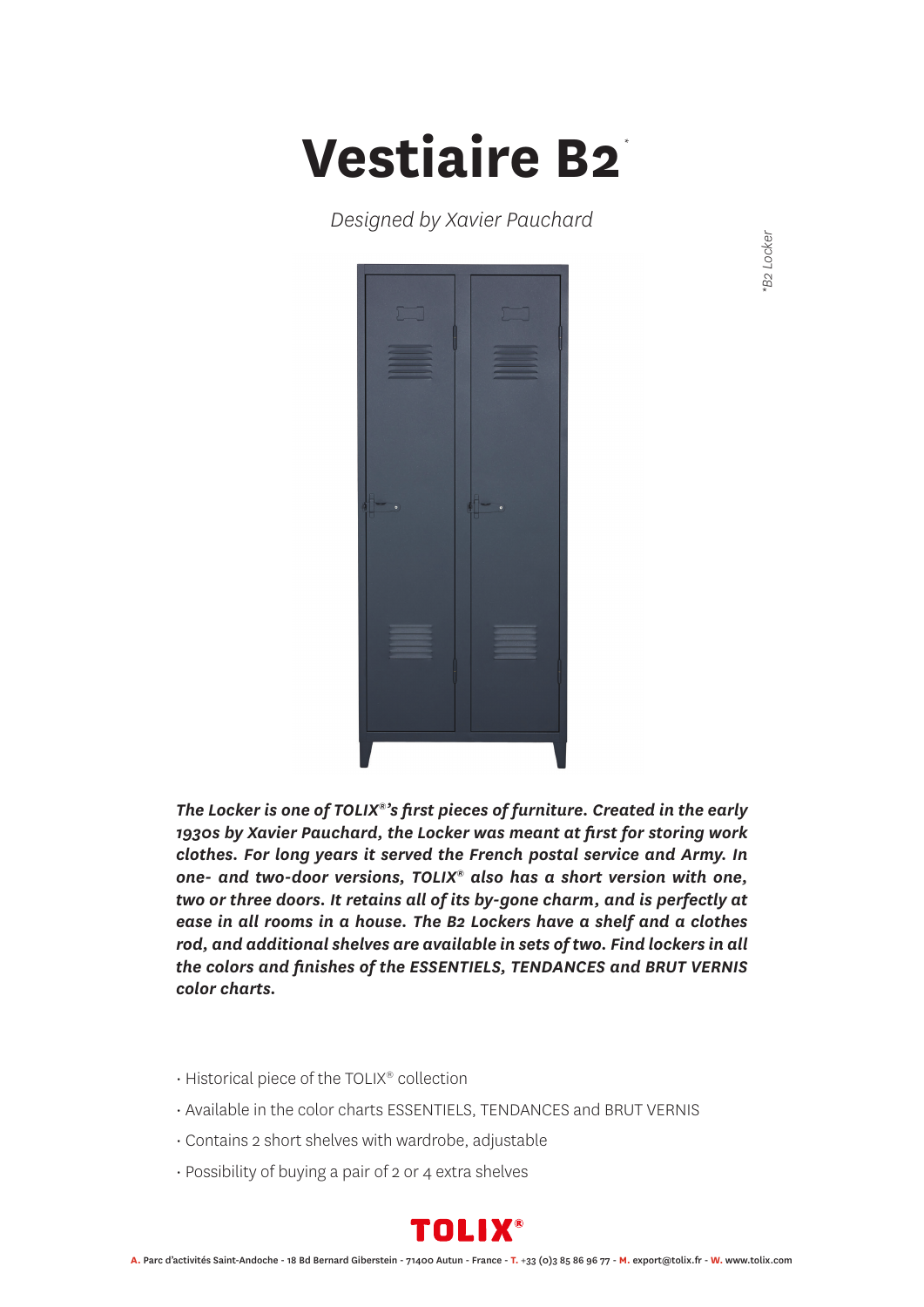# Vestiaire B2*

*Designed by Xavier Pauchard*

*\*B2 Locker*

***The Locker is one of TOLIX®'s first pieces of furniture. Created in the early 1930s by Xavier Pauchard, the Locker was meant at first for storing work clothes. For long years it served the French postal service and Army. In one- and two-door versions, TOLIX® also has a short version with one, two or three doors. It retains all of its by-gone charm, and is perfectly at ease in all rooms in a house. The B2 Lockers have a shelf and a clothes rod, and additional shelves are available in sets of two. Find lockers in all the colors and finishes of the ESSENTIELS, TENDANCES and BRUT VERNIS color charts.***

- Historical piece of the TOLIX® collection
- Available in the color charts ESSENTIELS, TENDANCES and BRUT VERNIS
- Contains 2 short shelves with wardrobe, adjustable
- Possibility of buying a pair of 2 or 4 extra shelves

**TOLIX®**

**A.** Parc d'activités Saint-Andoche - 18 Bd Bernard Giberstein - 71400 Autun - France - **T.** +33 (0)3 85 86 96 77 - **M.** export@tolix.fr - **W.** www.tolix.com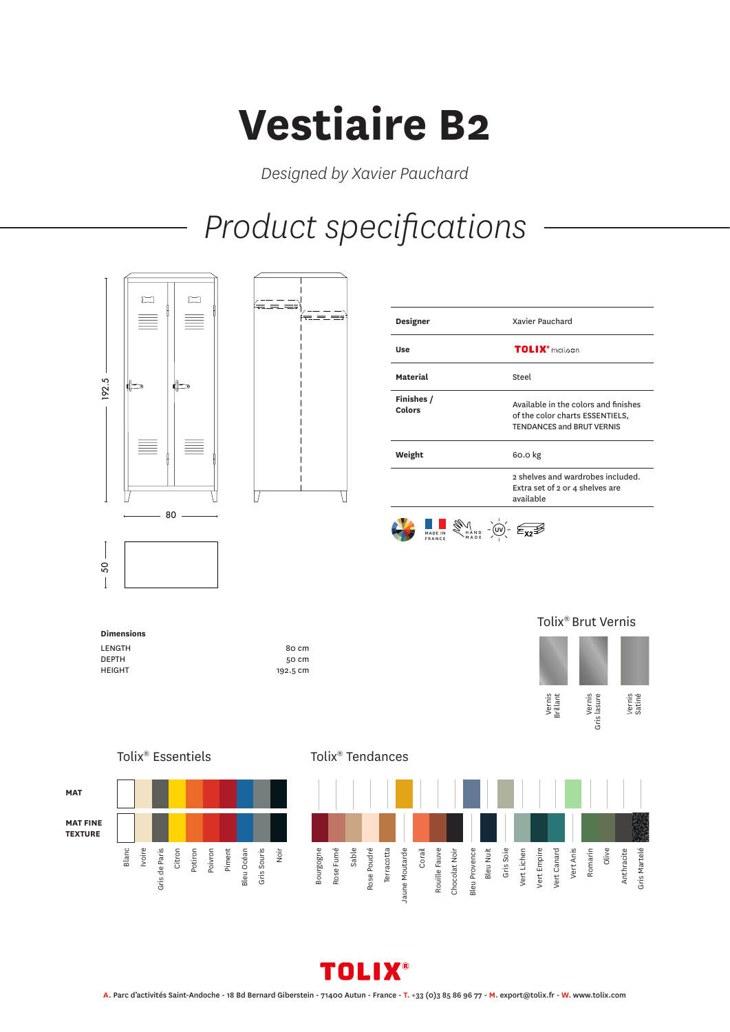# Vestiaire B2

*Designed by Xavier Pauchard*

## *Product specifications*

192.5

80

50

| | |
|---|---|
| **Designer** | Xavier Pauchard |
| **Use** | TOLIX® maison |
| **Material** | Steel |
| **Finishes / Colors** | Available in the colors and finishes of the color charts ESSENTIELS, TENDANCES and BRUT VERNIS |
| **Weight** | 60.0 kg |
| | 2 shelves and wardrobes included. Extra set of 2 or 4 shelves are available |

MADE IN FRANCE HAND MADE UV X2

**Dimensions**

| | |
|---|---|
| LENGTH | 80 cm |
| DEPTH | 50 cm |
| HEIGHT | 192.5 cm |

### Tolix® Brut Vernis

Vernis Brillant, Vernis Gris lasure, Vernis Satiné

### Tolix® Essentiels

MAT

MAT FINE TEXTURE

Blanc, Ivoire, Gris de Paris, Citron, Potiron, Poivron, Piment, Bleu Océan, Gris Souris, Noir

### Tolix® Tendances

Bourgogne, Rose Fumé, Sable, Rose Poudré, Terracotta, Jaune Moutarde, Corail, Rouille Fauve, Chocolat Noir, Bleu Provence, Bleu Nuit, Gris Soie, Vert Lichen, Vert Empire, Vert Canard, Vert Anis, Romarin, Olive, Anthracite, Gris Martelé

TOLIX®

**A.** Parc d'activités Saint-Andoche - 18 Bd Bernard Giberstein - 71400 Autun - France - **T.** +33 (0)3 85 86 96 77 - **M.** export@tolix.fr - **W.** www.tolix.com